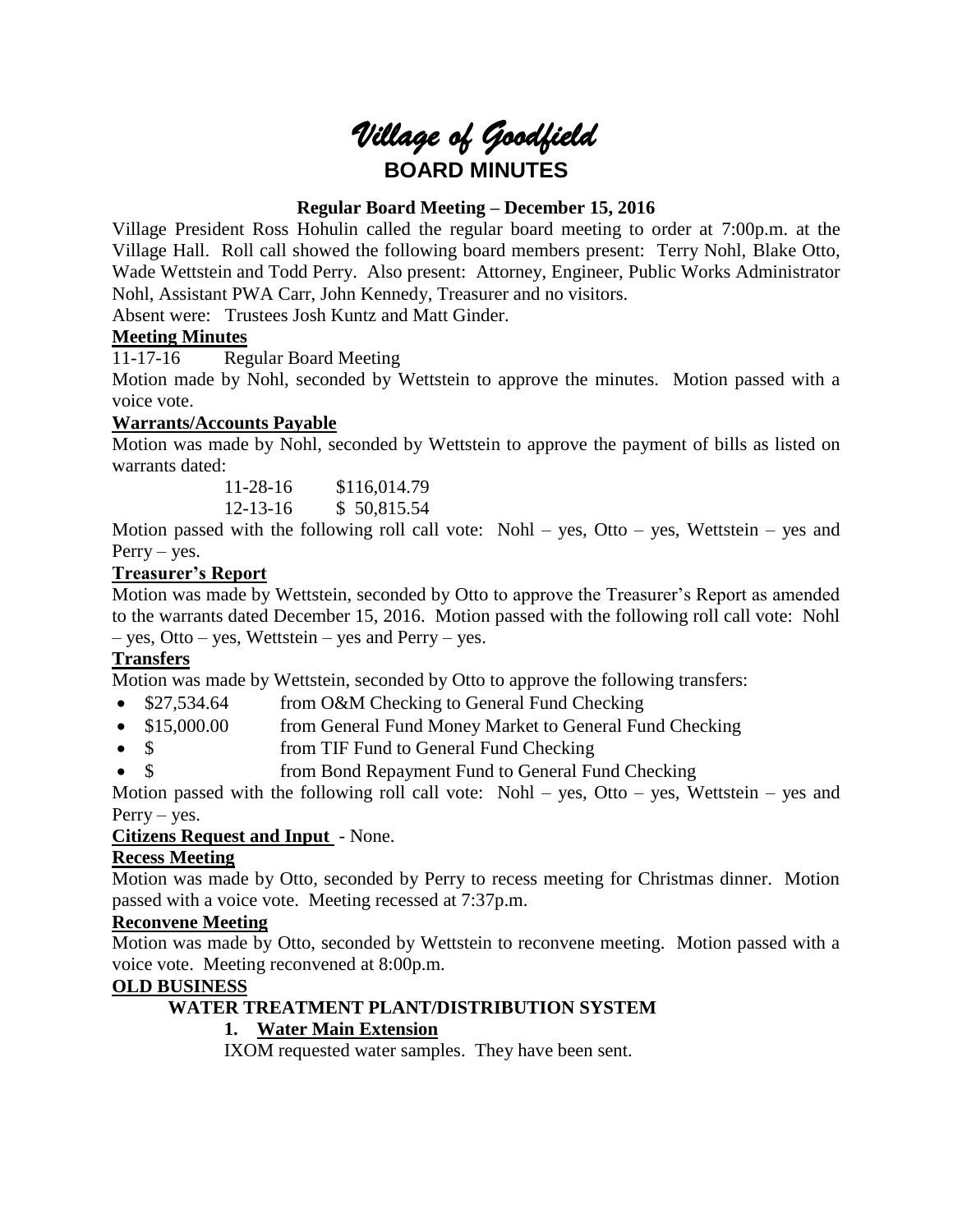# *Village of Goodfield*

## BOARD MINUTES

**Regular Board Meeting – December 15, 2016**

Village President Ross Hohulin called the regular board meeting to order at 7:00p.m. at the Village Hall. Roll call showed the following board members present: Terry Nohl, Blake Otto, Wade Wettstein and Todd Perry. Also present: Attorney, Engineer, Public Works Administrator Nohl, Assistant PWA Carr, John Kennedy, Treasurer and no visitors.

Absent were: Trustees Josh Kuntz and Matt Ginder.

**Meeting Minutes**

11-17-16 Regular Board Meeting

Motion made by Nohl, seconded by Wettstein to approve the minutes. Motion passed with a voice vote.

**Warrants/Accounts Payable**

Motion was made by Nohl, seconded by Wettstein to approve the payment of bills as listed on warrants dated:

11-28-16 $116,014.79
12-13-16 $ 50,815.54

Motion passed with the following roll call vote: Nohl – yes, Otto – yes, Wettstein – yes and Perry – yes.

**Treasurer's Report**

Motion was made by Wettstein, seconded by Otto to approve the Treasurer's Report as amended to the warrants dated December 15, 2016. Motion passed with the following roll call vote: Nohl – yes, Otto – yes, Wettstein – yes and Perry – yes.

**Transfers**

Motion was made by Wettstein, seconded by Otto to approve the following transfers:

- $27,534.64 from O&M Checking to General Fund Checking
- $15,000.00 from General Fund Money Market to General Fund Checking
- $ from TIF Fund to General Fund Checking
- $ from Bond Repayment Fund to General Fund Checking

Motion passed with the following roll call vote: Nohl – yes, Otto – yes, Wettstein – yes and Perry – yes.

**Citizens Request and Input** - None.

**Recess Meeting**

Motion was made by Otto, seconded by Perry to recess meeting for Christmas dinner. Motion passed with a voice vote. Meeting recessed at 7:37p.m.

**Reconvene Meeting**

Motion was made by Otto, seconded by Wettstein to reconvene meeting. Motion passed with a voice vote. Meeting reconvened at 8:00p.m.

**OLD BUSINESS**

**WATER TREATMENT PLANT/DISTRIBUTION SYSTEM**

1. **Water Main Extension**

IXOM requested water samples. They have been sent.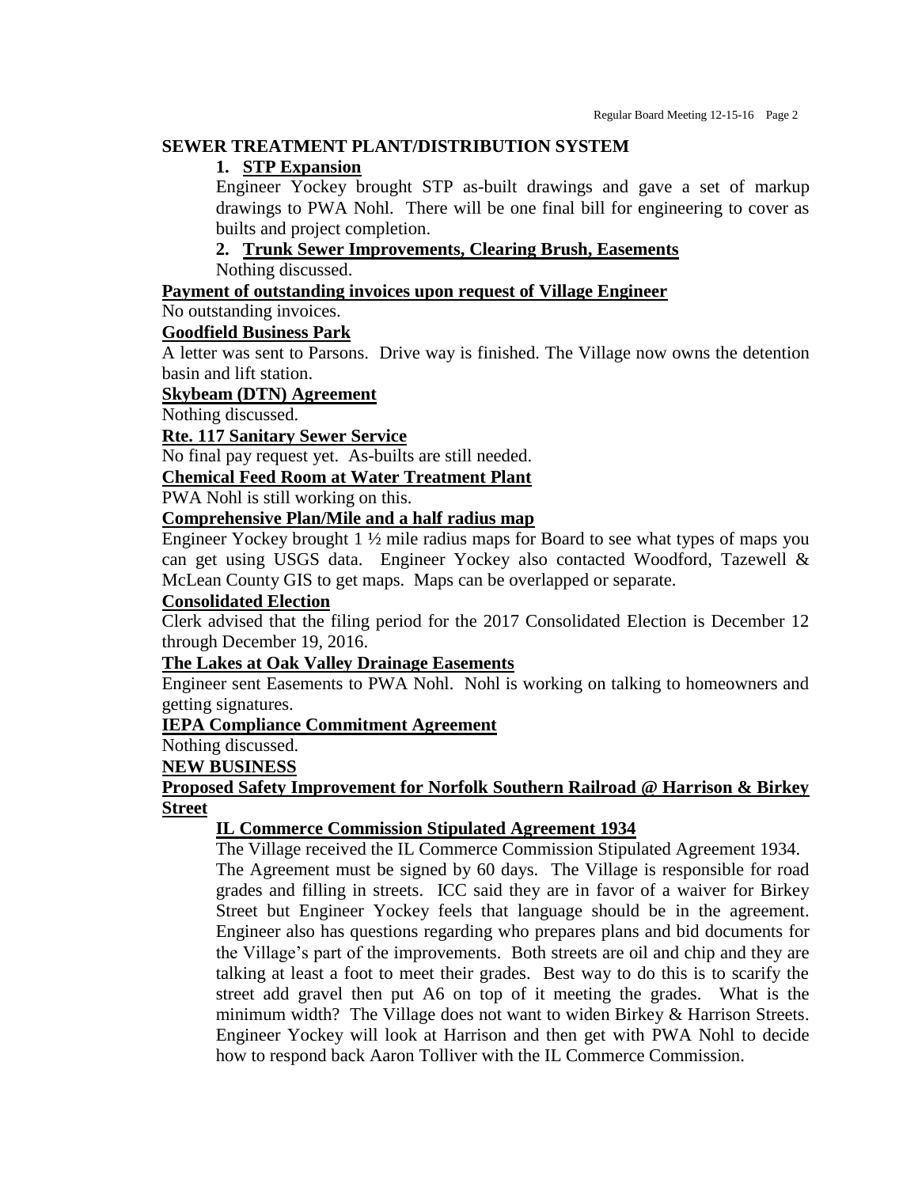**SEWER TREATMENT PLANT/DISTRIBUTION SYSTEM**

1. **STP Expansion**

   Engineer Yockey brought STP as-built drawings and gave a set of markup drawings to PWA Nohl. There will be one final bill for engineering to cover as builts and project completion.

2. **Trunk Sewer Improvements, Clearing Brush, Easements**

   Nothing discussed.

**Payment of outstanding invoices upon request of Village Engineer**

No outstanding invoices.

**Goodfield Business Park**

A letter was sent to Parsons. Drive way is finished. The Village now owns the detention basin and lift station.

**Skybeam (DTN) Agreement**

Nothing discussed.

**Rte. 117 Sanitary Sewer Service**

No final pay request yet. As-builts are still needed.

**Chemical Feed Room at Water Treatment Plant**

PWA Nohl is still working on this.

**Comprehensive Plan/Mile and a half radius map**

Engineer Yockey brought 1 ½ mile radius maps for Board to see what types of maps you can get using USGS data. Engineer Yockey also contacted Woodford, Tazewell & McLean County GIS to get maps. Maps can be overlapped or separate.

**Consolidated Election**

Clerk advised that the filing period for the 2017 Consolidated Election is December 12 through December 19, 2016.

**The Lakes at Oak Valley Drainage Easements**

Engineer sent Easements to PWA Nohl. Nohl is working on talking to homeowners and getting signatures.

**IEPA Compliance Commitment Agreement**

Nothing discussed.

**NEW BUSINESS**

**Proposed Safety Improvement for Norfolk Southern Railroad @ Harrison & Birkey Street**

**IL Commerce Commission Stipulated Agreement 1934**

The Village received the IL Commerce Commission Stipulated Agreement 1934. The Agreement must be signed by 60 days. The Village is responsible for road grades and filling in streets. ICC said they are in favor of a waiver for Birkey Street but Engineer Yockey feels that language should be in the agreement. Engineer also has questions regarding who prepares plans and bid documents for the Village's part of the improvements. Both streets are oil and chip and they are talking at least a foot to meet their grades. Best way to do this is to scarify the street add gravel then put A6 on top of it meeting the grades. What is the minimum width? The Village does not want to widen Birkey & Harrison Streets. Engineer Yockey will look at Harrison and then get with PWA Nohl to decide how to respond back Aaron Tolliver with the IL Commerce Commission.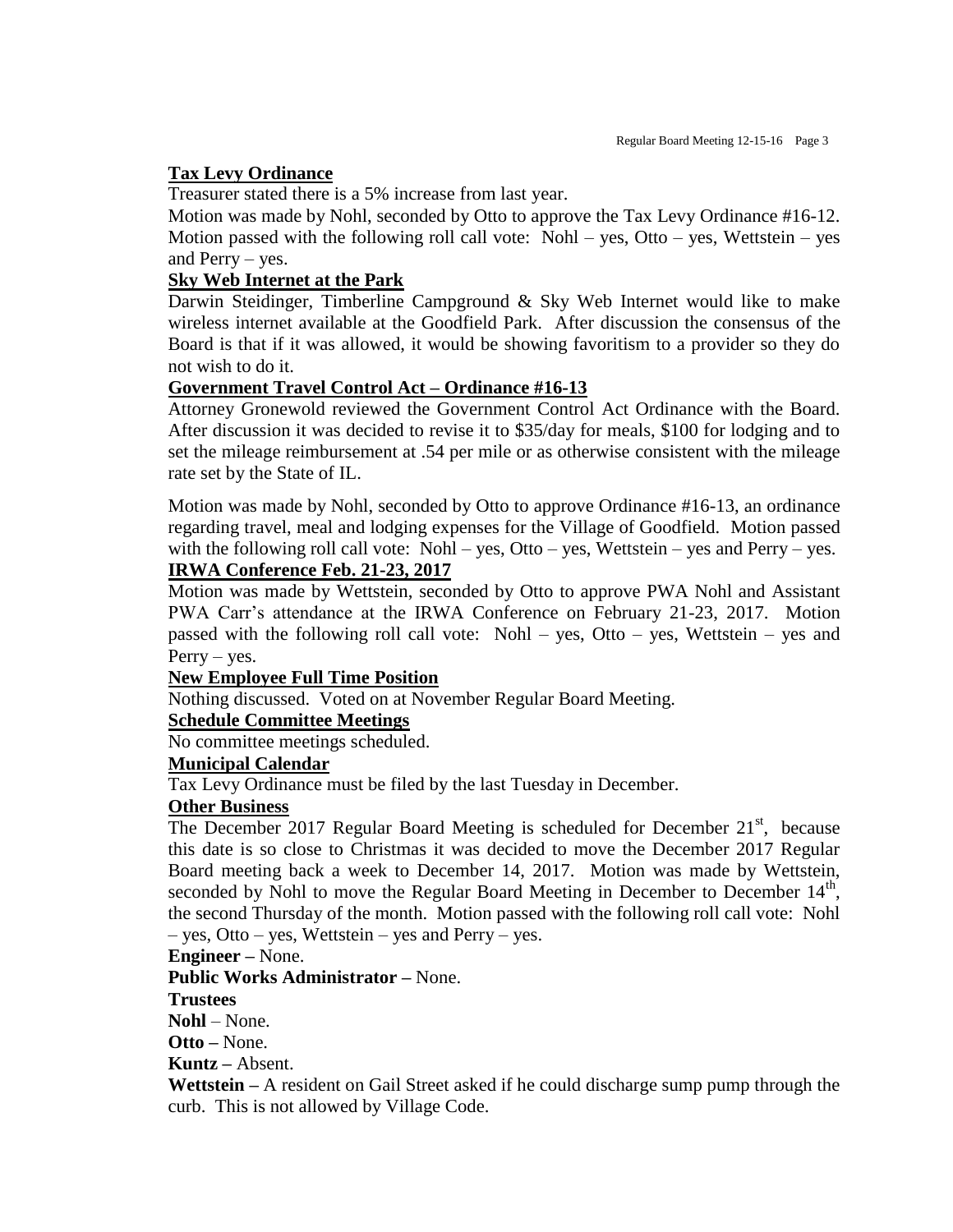**Tax Levy Ordinance**

Treasurer stated there is a 5% increase from last year.

Motion was made by Nohl, seconded by Otto to approve the Tax Levy Ordinance #16-12. Motion passed with the following roll call vote: Nohl – yes, Otto – yes, Wettstein – yes and Perry – yes.

**Sky Web Internet at the Park**

Darwin Steidinger, Timberline Campground & Sky Web Internet would like to make wireless internet available at the Goodfield Park. After discussion the consensus of the Board is that if it was allowed, it would be showing favoritism to a provider so they do not wish to do it.

**Government Travel Control Act – Ordinance #16-13**

Attorney Gronewold reviewed the Government Control Act Ordinance with the Board. After discussion it was decided to revise it to $35/day for meals, $100 for lodging and to set the mileage reimbursement at .54 per mile or as otherwise consistent with the mileage rate set by the State of IL.

Motion was made by Nohl, seconded by Otto to approve Ordinance #16-13, an ordinance regarding travel, meal and lodging expenses for the Village of Goodfield. Motion passed with the following roll call vote: Nohl – yes, Otto – yes, Wettstein – yes and Perry – yes.

**IRWA Conference Feb. 21-23, 2017**

Motion was made by Wettstein, seconded by Otto to approve PWA Nohl and Assistant PWA Carr's attendance at the IRWA Conference on February 21-23, 2017. Motion passed with the following roll call vote: Nohl – yes, Otto – yes, Wettstein – yes and Perry – yes.

**New Employee Full Time Position**

Nothing discussed. Voted on at November Regular Board Meeting.

**Schedule Committee Meetings**

No committee meetings scheduled.

**Municipal Calendar**

Tax Levy Ordinance must be filed by the last Tuesday in December.

**Other Business**

The December 2017 Regular Board Meeting is scheduled for December 21st, because this date is so close to Christmas it was decided to move the December 2017 Regular Board meeting back a week to December 14, 2017. Motion was made by Wettstein, seconded by Nohl to move the Regular Board Meeting in December to December 14th, the second Thursday of the month. Motion passed with the following roll call vote: Nohl – yes, Otto – yes, Wettstein – yes and Perry – yes.

**Engineer –** None.

**Public Works Administrator –** None.

**Trustees**

**Nohl** – None.

**Otto –** None.

**Kuntz –** Absent.

**Wettstein –** A resident on Gail Street asked if he could discharge sump pump through the curb. This is not allowed by Village Code.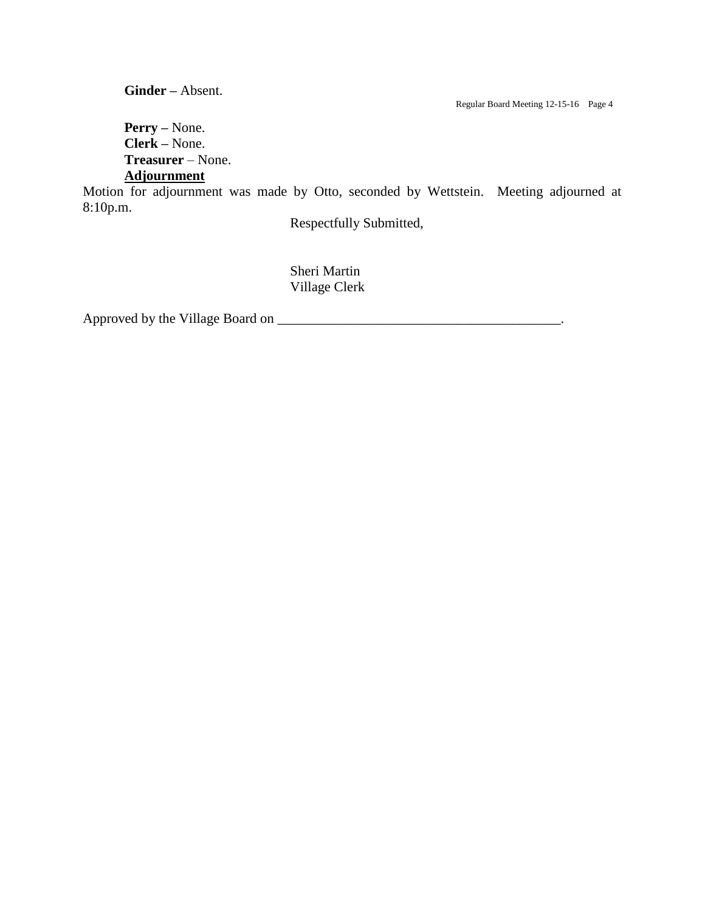**Ginder –** Absent.

**Perry –** None.
**Clerk –** None.
**Treasurer** – None.

**Adjournment**

Motion for adjournment was made by Otto, seconded by Wettstein. Meeting adjourned at 8:10p.m.

Respectfully Submitted,

Sheri Martin
Village Clerk

Approved by the Village Board on _________________________________________.